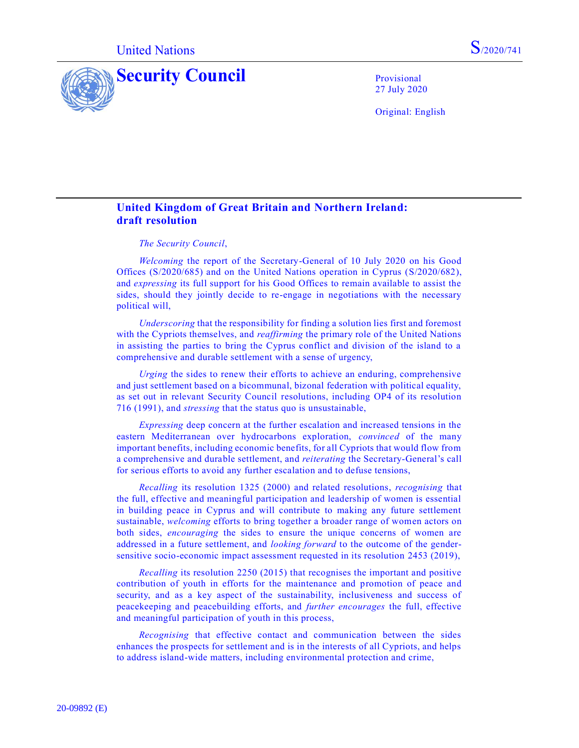United Nations S/2020/741

# Security Council

Provisional
27 July 2020

Original: English

## United Kingdom of Great Britain and Northern Ireland: draft resolution

*The Security Council*,

*Welcoming* the report of the Secretary-General of 10 July 2020 on his Good Offices (S/2020/685) and on the United Nations operation in Cyprus (S/2020/682), and *expressing* its full support for his Good Offices to remain available to assist the sides, should they jointly decide to re-engage in negotiations with the necessary political will,

*Underscoring* that the responsibility for finding a solution lies first and foremost with the Cypriots themselves, and *reaffirming* the primary role of the United Nations in assisting the parties to bring the Cyprus conflict and division of the island to a comprehensive and durable settlement with a sense of urgency,

*Urging* the sides to renew their efforts to achieve an enduring, comprehensive and just settlement based on a bicommunal, bizonal federation with political equality, as set out in relevant Security Council resolutions, including OP4 of its resolution 716 (1991), and *stressing* that the status quo is unsustainable,

*Expressing* deep concern at the further escalation and increased tensions in the eastern Mediterranean over hydrocarbons exploration, *convinced* of the many important benefits, including economic benefits, for all Cypriots that would flow from a comprehensive and durable settlement, and *reiterating* the Secretary-General's call for serious efforts to avoid any further escalation and to defuse tensions,

*Recalling* its resolution 1325 (2000) and related resolutions, *recognising* that the full, effective and meaningful participation and leadership of women is essential in building peace in Cyprus and will contribute to making any future settlement sustainable, *welcoming* efforts to bring together a broader range of women actors on both sides, *encouraging* the sides to ensure the unique concerns of women are addressed in a future settlement, and *looking forward* to the outcome of the gender-sensitive socio-economic impact assessment requested in its resolution 2453 (2019),

*Recalling* its resolution 2250 (2015) that recognises the important and positive contribution of youth in efforts for the maintenance and promotion of peace and security, and as a key aspect of the sustainability, inclusiveness and success of peacekeeping and peacebuilding efforts, and *further encourages* the full, effective and meaningful participation of youth in this process,

*Recognising* that effective contact and communication between the sides enhances the prospects for settlement and is in the interests of all Cypriots, and helps to address island-wide matters, including environmental protection and crime,

20-09892 (E)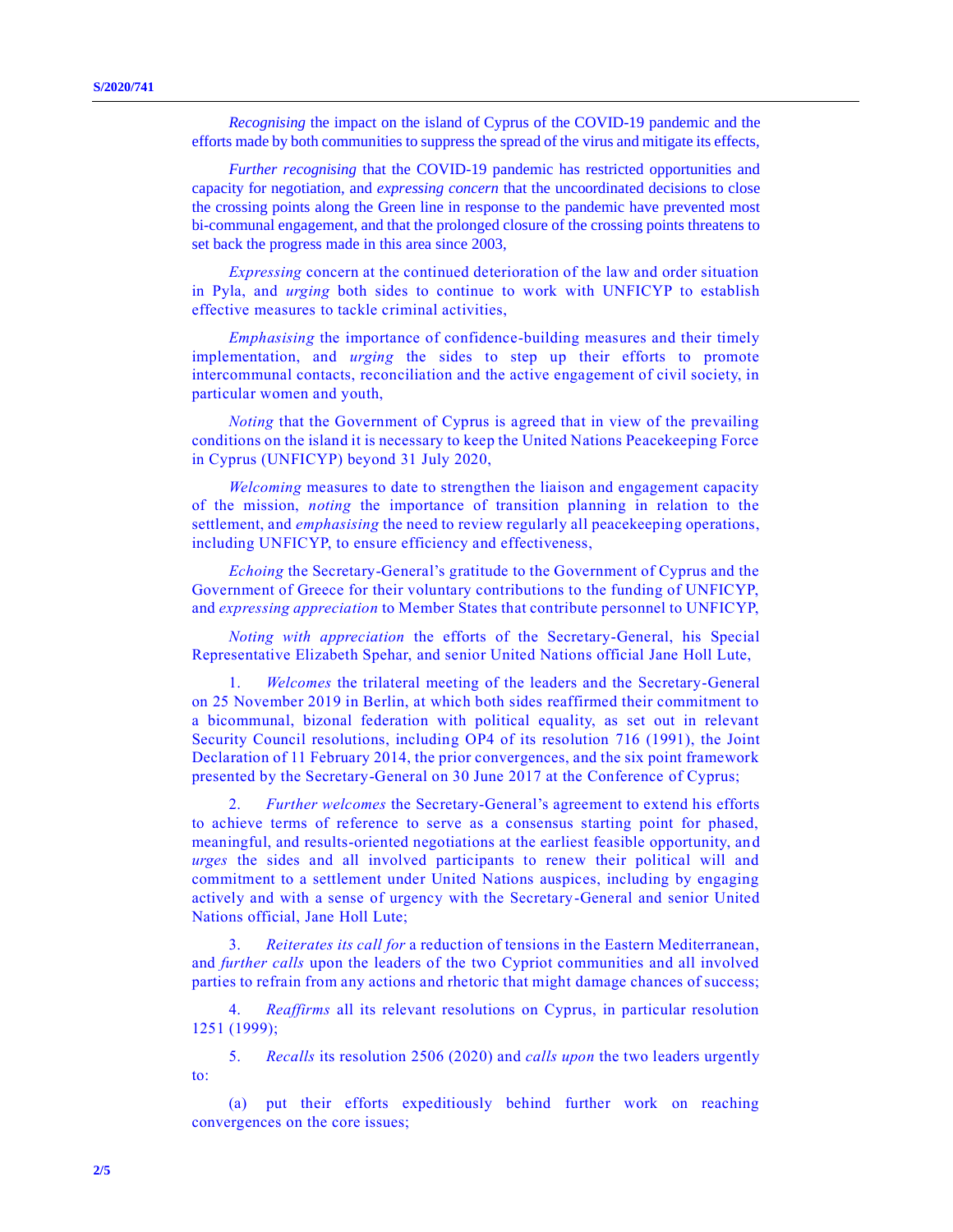*Recognising* the impact on the island of Cyprus of the COVID-19 pandemic and the efforts made by both communities to suppress the spread of the virus and mitigate its effects,

*Further recognising* that the COVID-19 pandemic has restricted opportunities and capacity for negotiation, and *expressing concern* that the uncoordinated decisions to close the crossing points along the Green line in response to the pandemic have prevented most bi-communal engagement, and that the prolonged closure of the crossing points threatens to set back the progress made in this area since 2003,

*Expressing* concern at the continued deterioration of the law and order situation in Pyla, and *urging* both sides to continue to work with UNFICYP to establish effective measures to tackle criminal activities,

*Emphasising* the importance of confidence-building measures and their timely implementation, and *urging* the sides to step up their efforts to promote intercommunal contacts, reconciliation and the active engagement of civil society, in particular women and youth,

*Noting* that the Government of Cyprus is agreed that in view of the prevailing conditions on the island it is necessary to keep the United Nations Peacekeeping Force in Cyprus (UNFICYP) beyond 31 July 2020,

*Welcoming* measures to date to strengthen the liaison and engagement capacity of the mission, *noting* the importance of transition planning in relation to the settlement, and *emphasising* the need to review regularly all peacekeeping operations, including UNFICYP, to ensure efficiency and effectiveness,

*Echoing* the Secretary-General's gratitude to the Government of Cyprus and the Government of Greece for their voluntary contributions to the funding of UNFICYP, and *expressing appreciation* to Member States that contribute personnel to UNFICYP,

*Noting with appreciation* the efforts of the Secretary-General, his Special Representative Elizabeth Spehar, and senior United Nations official Jane Holl Lute,

1. *Welcomes* the trilateral meeting of the leaders and the Secretary-General on 25 November 2019 in Berlin, at which both sides reaffirmed their commitment to a bicommunal, bizonal federation with political equality, as set out in relevant Security Council resolutions, including OP4 of its resolution 716 (1991), the Joint Declaration of 11 February 2014, the prior convergences, and the six point framework presented by the Secretary-General on 30 June 2017 at the Conference of Cyprus;

2. *Further welcomes* the Secretary-General's agreement to extend his efforts to achieve terms of reference to serve as a consensus starting point for phased, meaningful, and results-oriented negotiations at the earliest feasible opportunity, and *urges* the sides and all involved participants to renew their political will and commitment to a settlement under United Nations auspices, including by engaging actively and with a sense of urgency with the Secretary-General and senior United Nations official, Jane Holl Lute;

3. *Reiterates its call for* a reduction of tensions in the Eastern Mediterranean, and *further calls* upon the leaders of the two Cypriot communities and all involved parties to refrain from any actions and rhetoric that might damage chances of success;

4. *Reaffirms* all its relevant resolutions on Cyprus, in particular resolution 1251 (1999);

5. *Recalls* its resolution 2506 (2020) and *calls upon* the two leaders urgently to:

(a) put their efforts expeditiously behind further work on reaching convergences on the core issues;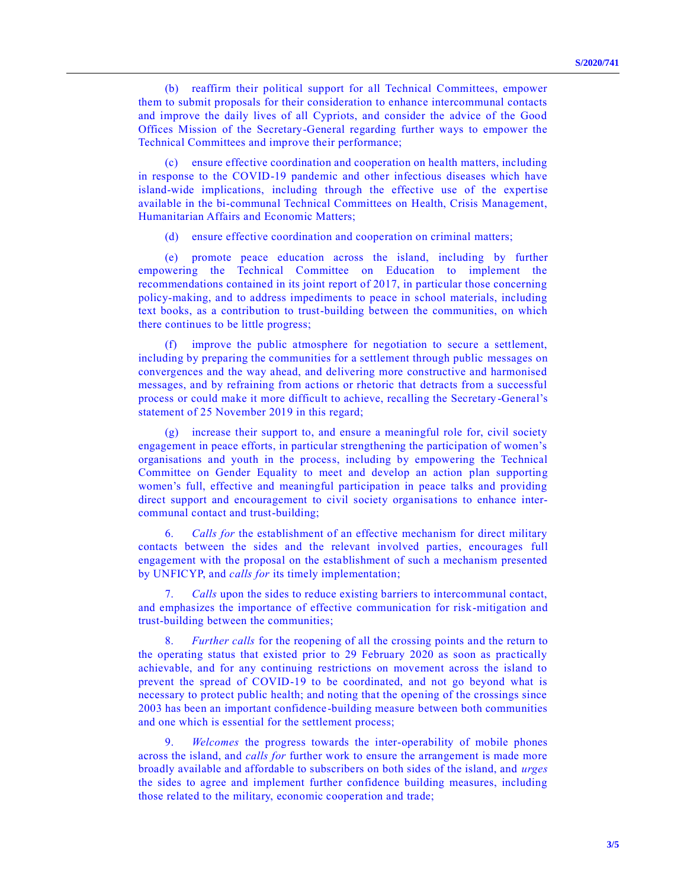(b) reaffirm their political support for all Technical Committees, empower them to submit proposals for their consideration to enhance intercommunal contacts and improve the daily lives of all Cypriots, and consider the advice of the Good Offices Mission of the Secretary-General regarding further ways to empower the Technical Committees and improve their performance;

(c) ensure effective coordination and cooperation on health matters, including in response to the COVID-19 pandemic and other infectious diseases which have island-wide implications, including through the effective use of the expertise available in the bi-communal Technical Committees on Health, Crisis Management, Humanitarian Affairs and Economic Matters;

(d) ensure effective coordination and cooperation on criminal matters;

(e) promote peace education across the island, including by further empowering the Technical Committee on Education to implement the recommendations contained in its joint report of 2017, in particular those concerning policy-making, and to address impediments to peace in school materials, including text books, as a contribution to trust-building between the communities, on which there continues to be little progress;

(f) improve the public atmosphere for negotiation to secure a settlement, including by preparing the communities for a settlement through public messages on convergences and the way ahead, and delivering more constructive and harmonised messages, and by refraining from actions or rhetoric that detracts from a successful process or could make it more difficult to achieve, recalling the Secretary-General's statement of 25 November 2019 in this regard;

(g) increase their support to, and ensure a meaningful role for, civil society engagement in peace efforts, in particular strengthening the participation of women's organisations and youth in the process, including by empowering the Technical Committee on Gender Equality to meet and develop an action plan supporting women's full, effective and meaningful participation in peace talks and providing direct support and encouragement to civil society organisations to enhance inter-communal contact and trust-building;

6. *Calls for* the establishment of an effective mechanism for direct military contacts between the sides and the relevant involved parties, encourages full engagement with the proposal on the establishment of such a mechanism presented by UNFICYP, and *calls for* its timely implementation;

7. *Calls* upon the sides to reduce existing barriers to intercommunal contact, and emphasizes the importance of effective communication for risk-mitigation and trust-building between the communities;

8. *Further calls* for the reopening of all the crossing points and the return to the operating status that existed prior to 29 February 2020 as soon as practically achievable, and for any continuing restrictions on movement across the island to prevent the spread of COVID-19 to be coordinated, and not go beyond what is necessary to protect public health; and noting that the opening of the crossings since 2003 has been an important confidence-building measure between both communities and one which is essential for the settlement process;

9. *Welcomes* the progress towards the inter-operability of mobile phones across the island, and *calls for* further work to ensure the arrangement is made more broadly available and affordable to subscribers on both sides of the island, and *urges* the sides to agree and implement further confidence building measures, including those related to the military, economic cooperation and trade;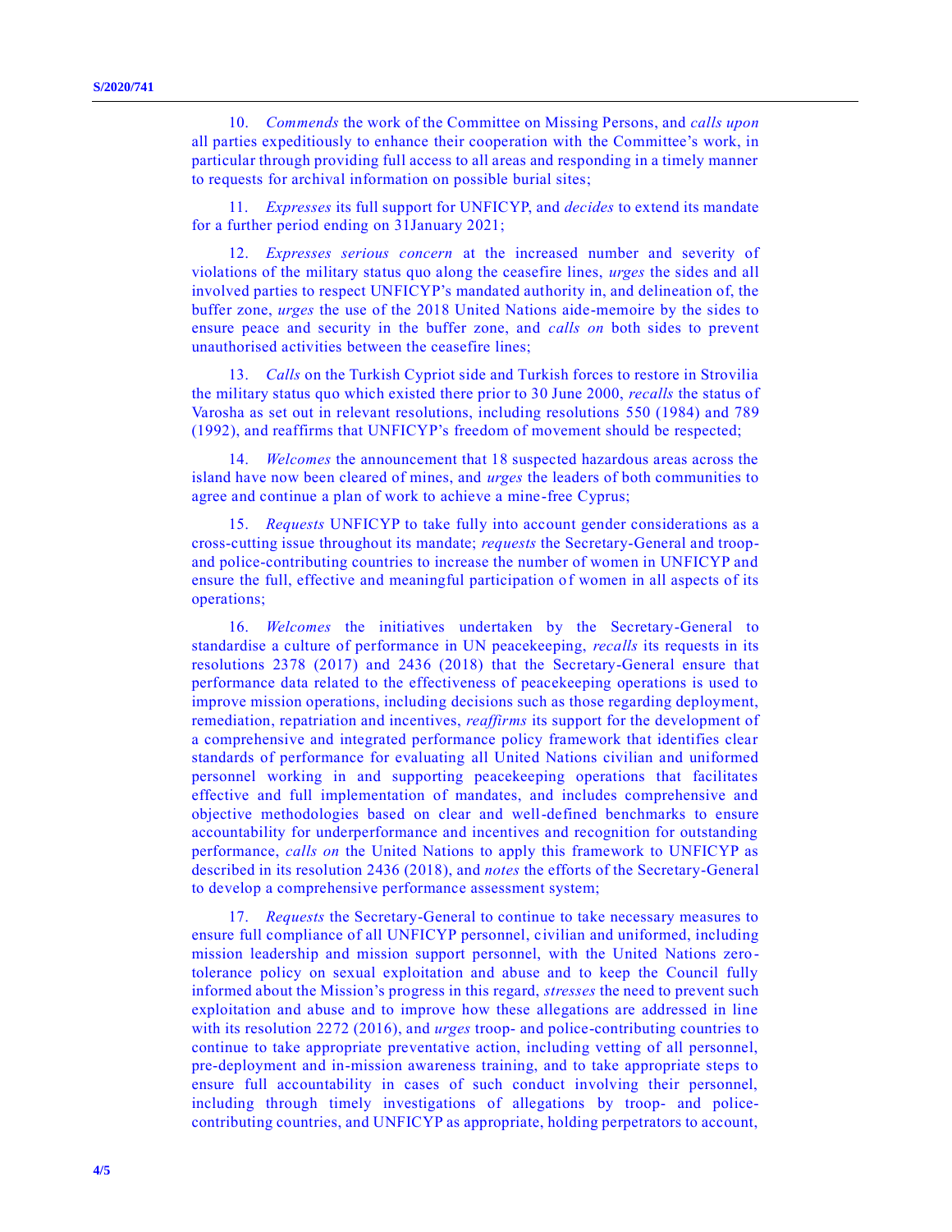10. *Commends* the work of the Committee on Missing Persons, and *calls upon* all parties expeditiously to enhance their cooperation with the Committee's work, in particular through providing full access to all areas and responding in a timely manner to requests for archival information on possible burial sites;

11. *Expresses* its full support for UNFICYP, and *decides* to extend its mandate for a further period ending on 31January 2021;

12. *Expresses serious concern* at the increased number and severity of violations of the military status quo along the ceasefire lines, *urges* the sides and all involved parties to respect UNFICYP's mandated authority in, and delineation of, the buffer zone, *urges* the use of the 2018 United Nations aide-memoire by the sides to ensure peace and security in the buffer zone, and *calls on* both sides to prevent unauthorised activities between the ceasefire lines;

13. *Calls* on the Turkish Cypriot side and Turkish forces to restore in Strovilia the military status quo which existed there prior to 30 June 2000, *recalls* the status of Varosha as set out in relevant resolutions, including resolutions 550 (1984) and 789 (1992), and reaffirms that UNFICYP's freedom of movement should be respected;

14. *Welcomes* the announcement that 18 suspected hazardous areas across the island have now been cleared of mines, and *urges* the leaders of both communities to agree and continue a plan of work to achieve a mine-free Cyprus;

15. *Requests* UNFICYP to take fully into account gender considerations as a cross-cutting issue throughout its mandate; *requests* the Secretary-General and troop- and police-contributing countries to increase the number of women in UNFICYP and ensure the full, effective and meaningful participation of women in all aspects of its operations;

16. *Welcomes* the initiatives undertaken by the Secretary-General to standardise a culture of performance in UN peacekeeping, *recalls* its requests in its resolutions 2378 (2017) and 2436 (2018) that the Secretary-General ensure that performance data related to the effectiveness of peacekeeping operations is used to improve mission operations, including decisions such as those regarding deployment, remediation, repatriation and incentives, *reaffirms* its support for the development of a comprehensive and integrated performance policy framework that identifies clear standards of performance for evaluating all United Nations civilian and uniformed personnel working in and supporting peacekeeping operations that facilitates effective and full implementation of mandates, and includes comprehensive and objective methodologies based on clear and well-defined benchmarks to ensure accountability for underperformance and incentives and recognition for outstanding performance, *calls on* the United Nations to apply this framework to UNFICYP as described in its resolution 2436 (2018), and *notes* the efforts of the Secretary-General to develop a comprehensive performance assessment system;

17. *Requests* the Secretary-General to continue to take necessary measures to ensure full compliance of all UNFICYP personnel, civilian and uniformed, including mission leadership and mission support personnel, with the United Nations zero-tolerance policy on sexual exploitation and abuse and to keep the Council fully informed about the Mission's progress in this regard, *stresses* the need to prevent such exploitation and abuse and to improve how these allegations are addressed in line with its resolution 2272 (2016), and *urges* troop- and police-contributing countries to continue to take appropriate preventative action, including vetting of all personnel, pre-deployment and in-mission awareness training, and to take appropriate steps to ensure full accountability in cases of such conduct involving their personnel, including through timely investigations of allegations by troop- and police-contributing countries, and UNFICYP as appropriate, holding perpetrators to account,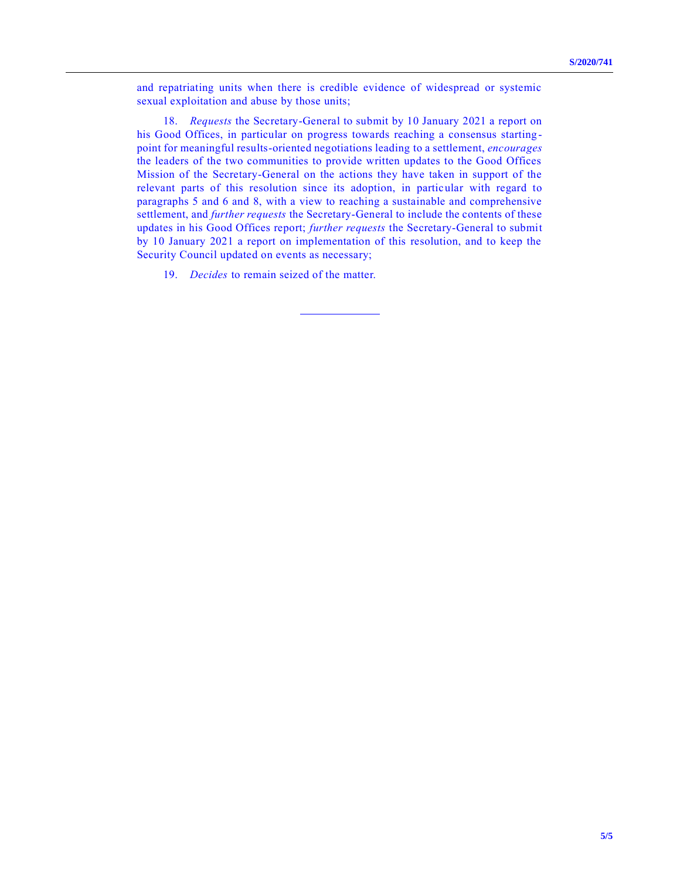and repatriating units when there is credible evidence of widespread or systemic sexual exploitation and abuse by those units;

18. *Requests* the Secretary-General to submit by 10 January 2021 a report on his Good Offices, in particular on progress towards reaching a consensus starting-point for meaningful results-oriented negotiations leading to a settlement, *encourages* the leaders of the two communities to provide written updates to the Good Offices Mission of the Secretary-General on the actions they have taken in support of the relevant parts of this resolution since its adoption, in particular with regard to paragraphs 5 and 6 and 8, with a view to reaching a sustainable and comprehensive settlement, and *further requests* the Secretary-General to include the contents of these updates in his Good Offices report; *further requests* the Secretary-General to submit by 10 January 2021 a report on implementation of this resolution, and to keep the Security Council updated on events as necessary;

19. *Decides* to remain seized of the matter.